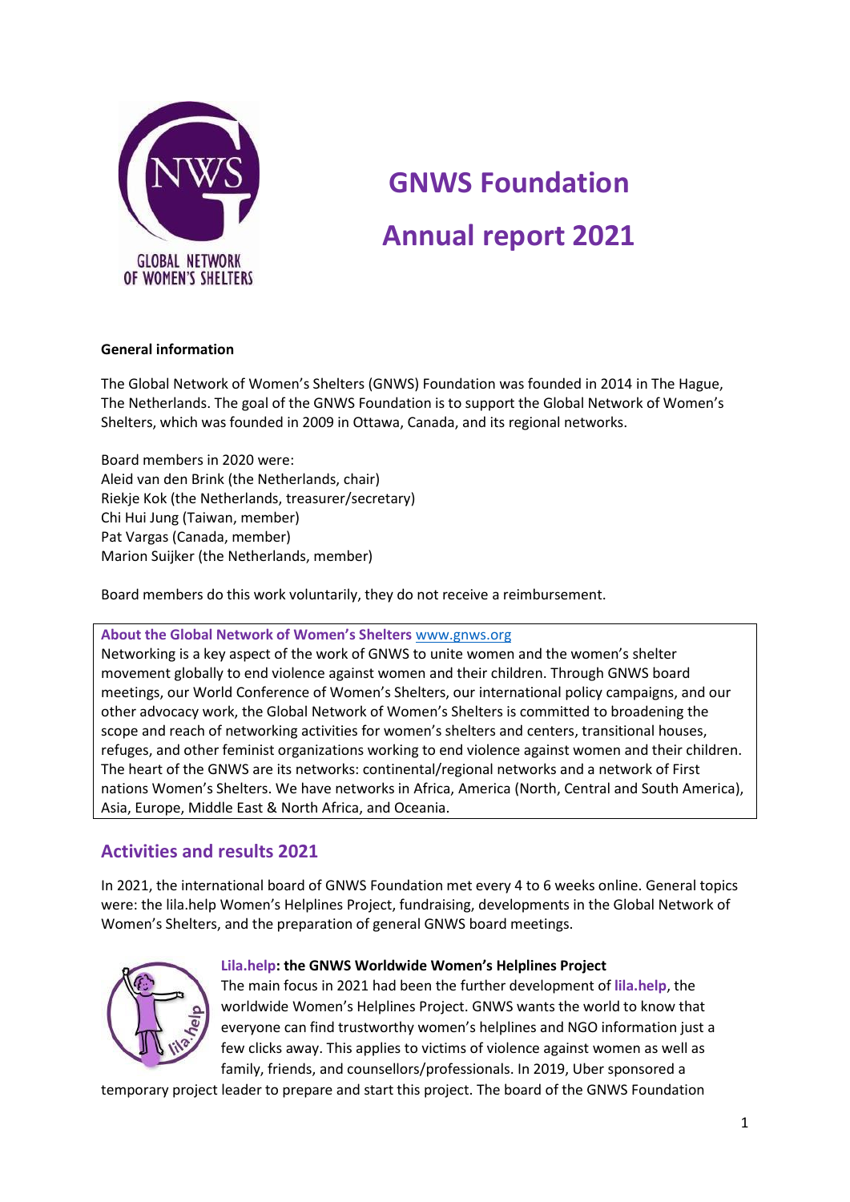# GNWS Foundation

# Annual report 2021

**General information**

The Global Network of Women's Shelters (GNWS) Foundation was founded in 2014 in The Hague, The Netherlands. The goal of the GNWS Foundation is to support the Global Network of Women's Shelters, which was founded in 2009 in Ottawa, Canada, and its regional networks.

Board members in 2020 were:
Aleid van den Brink (the Netherlands, chair)
Riekje Kok (the Netherlands, treasurer/secretary)
Chi Hui Jung (Taiwan, member)
Pat Vargas (Canada, member)
Marion Suijker (the Netherlands, member)

Board members do this work voluntarily, they do not receive a reimbursement.

**About the Global Network of Women's Shelters** www.gnws.org
Networking is a key aspect of the work of GNWS to unite women and the women's shelter movement globally to end violence against women and their children. Through GNWS board meetings, our World Conference of Women's Shelters, our international policy campaigns, and our other advocacy work, the Global Network of Women's Shelters is committed to broadening the scope and reach of networking activities for women's shelters and centers, transitional houses, refuges, and other feminist organizations working to end violence against women and their children. The heart of the GNWS are its networks: continental/regional networks and a network of First nations Women's Shelters. We have networks in Africa, America (North, Central and South America), Asia, Europe, Middle East & North Africa, and Oceania.

## Activities and results 2021

In 2021, the international board of GNWS Foundation met every 4 to 6 weeks online. General topics were: the lila.help Women's Helplines Project, fundraising, developments in the Global Network of Women's Shelters, and the preparation of general GNWS board meetings.

**Lila.help: the GNWS Worldwide Women's Helplines Project**
The main focus in 2021 had been the further development of **lila.help**, the worldwide Women's Helplines Project. GNWS wants the world to know that everyone can find trustworthy women's helplines and NGO information just a few clicks away. This applies to victims of violence against women as well as family, friends, and counsellors/professionals. In 2019, Uber sponsored a temporary project leader to prepare and start this project. The board of the GNWS Foundation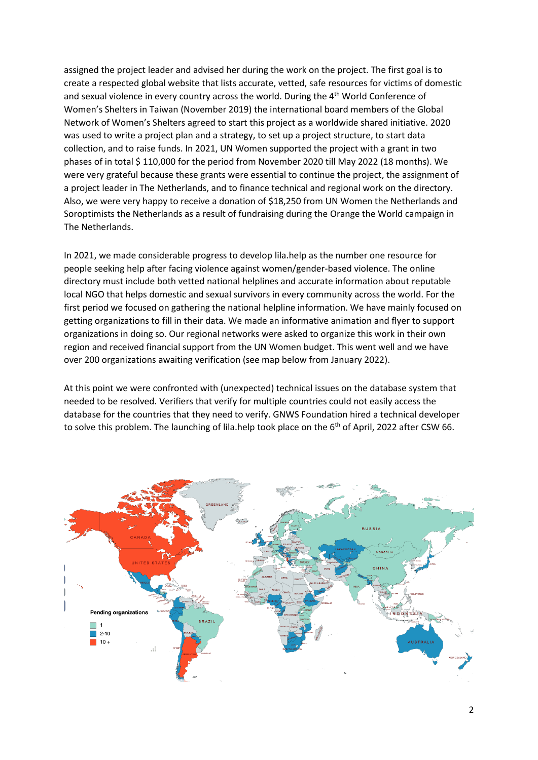assigned the project leader and advised her during the work on the project. The first goal is to create a respected global website that lists accurate, vetted, safe resources for victims of domestic and sexual violence in every country across the world. During the 4th World Conference of Women's Shelters in Taiwan (November 2019) the international board members of the Global Network of Women's Shelters agreed to start this project as a worldwide shared initiative. 2020 was used to write a project plan and a strategy, to set up a project structure, to start data collection, and to raise funds. In 2021, UN Women supported the project with a grant in two phases of in total $ 110,000 for the period from November 2020 till May 2022 (18 months). We were very grateful because these grants were essential to continue the project, the assignment of a project leader in The Netherlands, and to finance technical and regional work on the directory. Also, we were very happy to receive a donation of $18,250 from UN Women the Netherlands and Soroptimists the Netherlands as a result of fundraising during the Orange the World campaign in The Netherlands.

In 2021, we made considerable progress to develop lila.help as the number one resource for people seeking help after facing violence against women/gender-based violence. The online directory must include both vetted national helplines and accurate information about reputable local NGO that helps domestic and sexual survivors in every community across the world. For the first period we focused on gathering the national helpline information. We have mainly focused on getting organizations to fill in their data. We made an informative animation and flyer to support organizations in doing so. Our regional networks were asked to organize this work in their own region and received financial support from the UN Women budget. This went well and we have over 200 organizations awaiting verification (see map below from January 2022).

At this point we were confronted with (unexpected) technical issues on the database system that needed to be resolved. Verifiers that verify for multiple countries could not easily access the database for the countries that they need to verify. GNWS Foundation hired a technical developer to solve this problem. The launching of lila.help took place on the 6th of April, 2022 after CSW 66.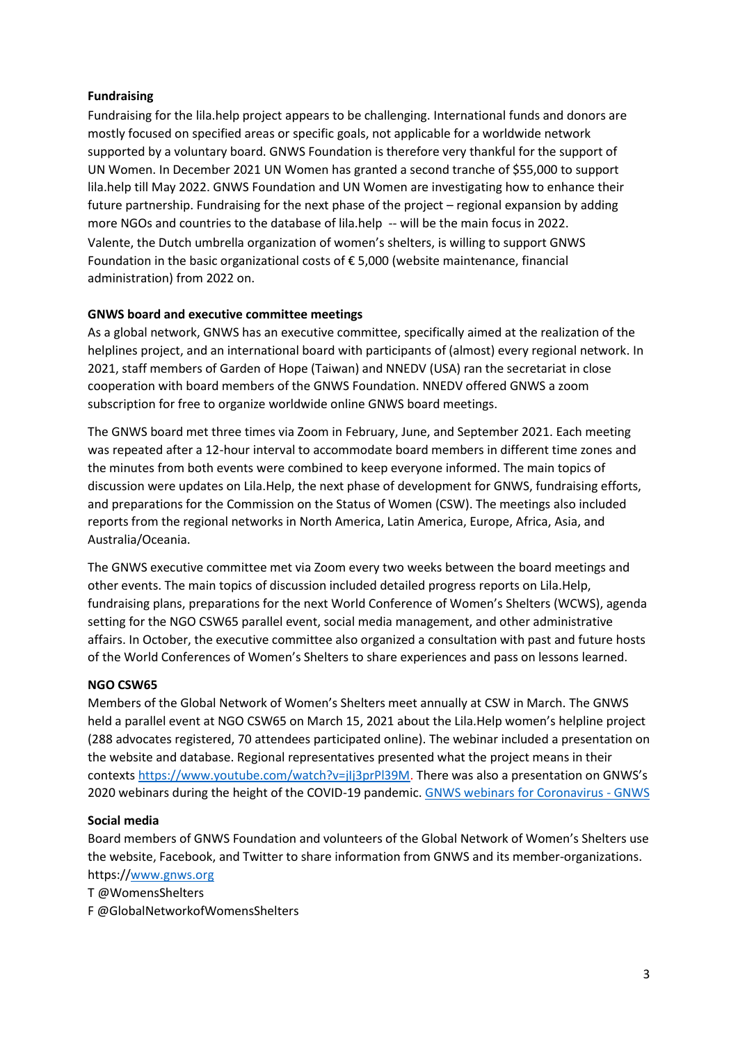**Fundraising**

Fundraising for the lila.help project appears to be challenging. International funds and donors are mostly focused on specified areas or specific goals, not applicable for a worldwide network supported by a voluntary board. GNWS Foundation is therefore very thankful for the support of UN Women. In December 2021 UN Women has granted a second tranche of $55,000 to support lila.help till May 2022. GNWS Foundation and UN Women are investigating how to enhance their future partnership. Fundraising for the next phase of the project – regional expansion by adding more NGOs and countries to the database of lila.help -- will be the main focus in 2022.
Valente, the Dutch umbrella organization of women's shelters, is willing to support GNWS Foundation in the basic organizational costs of € 5,000 (website maintenance, financial administration) from 2022 on.

**GNWS board and executive committee meetings**

As a global network, GNWS has an executive committee, specifically aimed at the realization of the helplines project, and an international board with participants of (almost) every regional network. In 2021, staff members of Garden of Hope (Taiwan) and NNEDV (USA) ran the secretariat in close cooperation with board members of the GNWS Foundation. NNEDV offered GNWS a zoom subscription for free to organize worldwide online GNWS board meetings.

The GNWS board met three times via Zoom in February, June, and September 2021. Each meeting was repeated after a 12-hour interval to accommodate board members in different time zones and the minutes from both events were combined to keep everyone informed. The main topics of discussion were updates on Lila.Help, the next phase of development for GNWS, fundraising efforts, and preparations for the Commission on the Status of Women (CSW). The meetings also included reports from the regional networks in North America, Latin America, Europe, Africa, Asia, and Australia/Oceania.

The GNWS executive committee met via Zoom every two weeks between the board meetings and other events. The main topics of discussion included detailed progress reports on Lila.Help, fundraising plans, preparations for the next World Conference of Women's Shelters (WCWS), agenda setting for the NGO CSW65 parallel event, social media management, and other administrative affairs. In October, the executive committee also organized a consultation with past and future hosts of the World Conferences of Women's Shelters to share experiences and pass on lessons learned.

**NGO CSW65**

Members of the Global Network of Women's Shelters meet annually at CSW in March. The GNWS held a parallel event at NGO CSW65 on March 15, 2021 about the Lila.Help women's helpline project (288 advocates registered, 70 attendees participated online). The webinar included a presentation on the website and database. Regional representatives presented what the project means in their contexts https://www.youtube.com/watch?v=jIj3prPl39M. There was also a presentation on GNWS's 2020 webinars during the height of the COVID-19 pandemic. GNWS webinars for Coronavirus - GNWS

**Social media**

Board members of GNWS Foundation and volunteers of the Global Network of Women's Shelters use the website, Facebook, and Twitter to share information from GNWS and its member-organizations.
https://www.gnws.org
T @WomensShelters
F @GlobalNetworkofWomensShelters